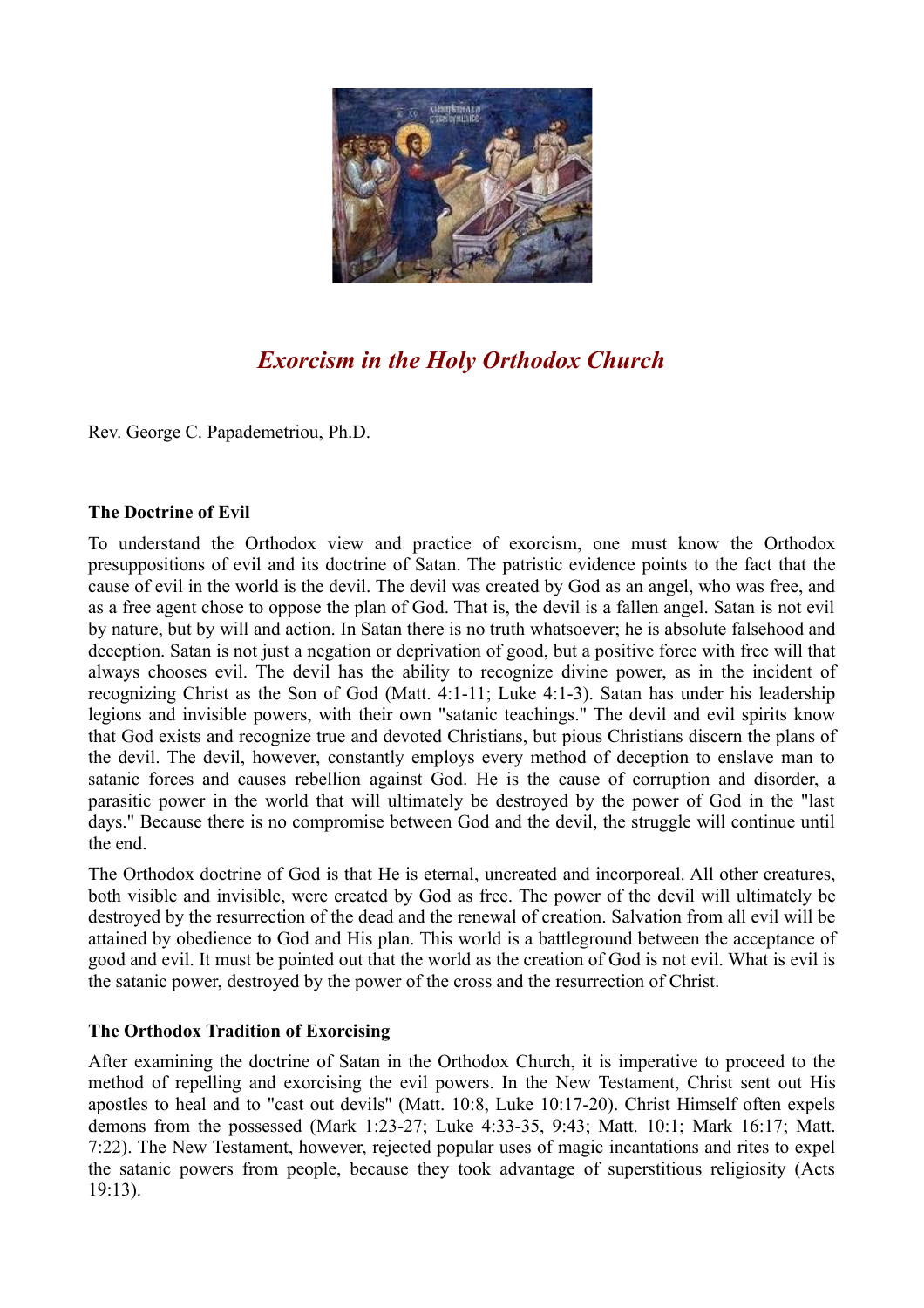# *Exorcism in the Holy Orthodox Church*

Rev. George C. Papademetriou, Ph.D.

**The Doctrine of Evil**

To understand the Orthodox view and practice of exorcism, one must know the Orthodox presuppositions of evil and its doctrine of Satan. The patristic evidence points to the fact that the cause of evil in the world is the devil. The devil was created by God as an angel, who was free, and as a free agent chose to oppose the plan of God. That is, the devil is a fallen angel. Satan is not evil by nature, but by will and action. In Satan there is no truth whatsoever; he is absolute falsehood and deception. Satan is not just a negation or deprivation of good, but a positive force with free will that always chooses evil. The devil has the ability to recognize divine power, as in the incident of recognizing Christ as the Son of God (Matt. 4:1-11; Luke 4:1-3). Satan has under his leadership legions and invisible powers, with their own "satanic teachings." The devil and evil spirits know that God exists and recognize true and devoted Christians, but pious Christians discern the plans of the devil. The devil, however, constantly employs every method of deception to enslave man to satanic forces and causes rebellion against God. He is the cause of corruption and disorder, a parasitic power in the world that will ultimately be destroyed by the power of God in the "last days." Because there is no compromise between God and the devil, the struggle will continue until the end.

The Orthodox doctrine of God is that He is eternal, uncreated and incorporeal. All other creatures, both visible and invisible, were created by God as free. The power of the devil will ultimately be destroyed by the resurrection of the dead and the renewal of creation. Salvation from all evil will be attained by obedience to God and His plan. This world is a battleground between the acceptance of good and evil. It must be pointed out that the world as the creation of God is not evil. What is evil is the satanic power, destroyed by the power of the cross and the resurrection of Christ.

**The Orthodox Tradition of Exorcising**

After examining the doctrine of Satan in the Orthodox Church, it is imperative to proceed to the method of repelling and exorcising the evil powers. In the New Testament, Christ sent out His apostles to heal and to "cast out devils" (Matt. 10:8, Luke 10:17-20). Christ Himself often expels demons from the possessed (Mark 1:23-27; Luke 4:33-35, 9:43; Matt. 10:1; Mark 16:17; Matt. 7:22). The New Testament, however, rejected popular uses of magic incantations and rites to expel the satanic powers from people, because they took advantage of superstitious religiosity (Acts 19:13).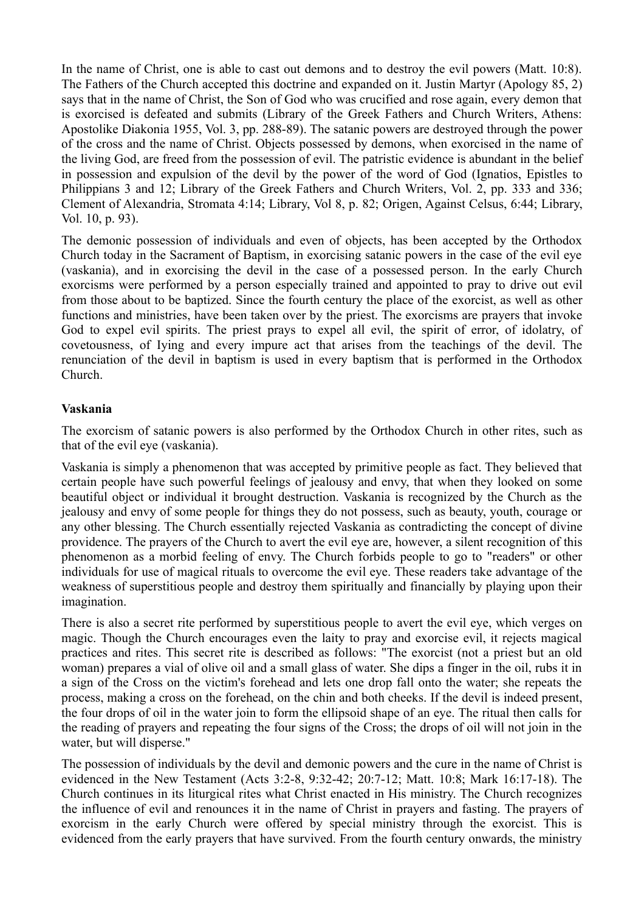In the name of Christ, one is able to cast out demons and to destroy the evil powers (Matt. 10:8). The Fathers of the Church accepted this doctrine and expanded on it. Justin Martyr (Apology 85, 2) says that in the name of Christ, the Son of God who was crucified and rose again, every demon that is exorcised is defeated and submits (Library of the Greek Fathers and Church Writers, Athens: Apostolike Diakonia 1955, Vol. 3, pp. 288-89). The satanic powers are destroyed through the power of the cross and the name of Christ. Objects possessed by demons, when exorcised in the name of the living God, are freed from the possession of evil. The patristic evidence is abundant in the belief in possession and expulsion of the devil by the power of the word of God (Ignatios, Epistles to Philippians 3 and 12; Library of the Greek Fathers and Church Writers, Vol. 2, pp. 333 and 336; Clement of Alexandria, Stromata 4:14; Library, Vol 8, p. 82; Origen, Against Celsus, 6:44; Library, Vol. 10, p. 93).

The demonic possession of individuals and even of objects, has been accepted by the Orthodox Church today in the Sacrament of Baptism, in exorcising satanic powers in the case of the evil eye (vaskania), and in exorcising the devil in the case of a possessed person. In the early Church exorcisms were performed by a person especially trained and appointed to pray to drive out evil from those about to be baptized. Since the fourth century the place of the exorcist, as well as other functions and ministries, have been taken over by the priest. The exorcisms are prayers that invoke God to expel evil spirits. The priest prays to expel all evil, the spirit of error, of idolatry, of covetousness, of Iying and every impure act that arises from the teachings of the devil. The renunciation of the devil in baptism is used in every baptism that is performed in the Orthodox Church.

**Vaskania**

The exorcism of satanic powers is also performed by the Orthodox Church in other rites, such as that of the evil eye (vaskania).

Vaskania is simply a phenomenon that was accepted by primitive people as fact. They believed that certain people have such powerful feelings of jealousy and envy, that when they looked on some beautiful object or individual it brought destruction. Vaskania is recognized by the Church as the jealousy and envy of some people for things they do not possess, such as beauty, youth, courage or any other blessing. The Church essentially rejected Vaskania as contradicting the concept of divine providence. The prayers of the Church to avert the evil eye are, however, a silent recognition of this phenomenon as a morbid feeling of envy. The Church forbids people to go to "readers" or other individuals for use of magical rituals to overcome the evil eye. These readers take advantage of the weakness of superstitious people and destroy them spiritually and financially by playing upon their imagination.

There is also a secret rite performed by superstitious people to avert the evil eye, which verges on magic. Though the Church encourages even the laity to pray and exorcise evil, it rejects magical practices and rites. This secret rite is described as follows: "The exorcist (not a priest but an old woman) prepares a vial of olive oil and a small glass of water. She dips a finger in the oil, rubs it in a sign of the Cross on the victim's forehead and lets one drop fall onto the water; she repeats the process, making a cross on the forehead, on the chin and both cheeks. If the devil is indeed present, the four drops of oil in the water join to form the ellipsoid shape of an eye. The ritual then calls for the reading of prayers and repeating the four signs of the Cross; the drops of oil will not join in the water, but will disperse."

The possession of individuals by the devil and demonic powers and the cure in the name of Christ is evidenced in the New Testament (Acts 3:2-8, 9:32-42; 20:7-12; Matt. 10:8; Mark 16:17-18). The Church continues in its liturgical rites what Christ enacted in His ministry. The Church recognizes the influence of evil and renounces it in the name of Christ in prayers and fasting. The prayers of exorcism in the early Church were offered by special ministry through the exorcist. This is evidenced from the early prayers that have survived. From the fourth century onwards, the ministry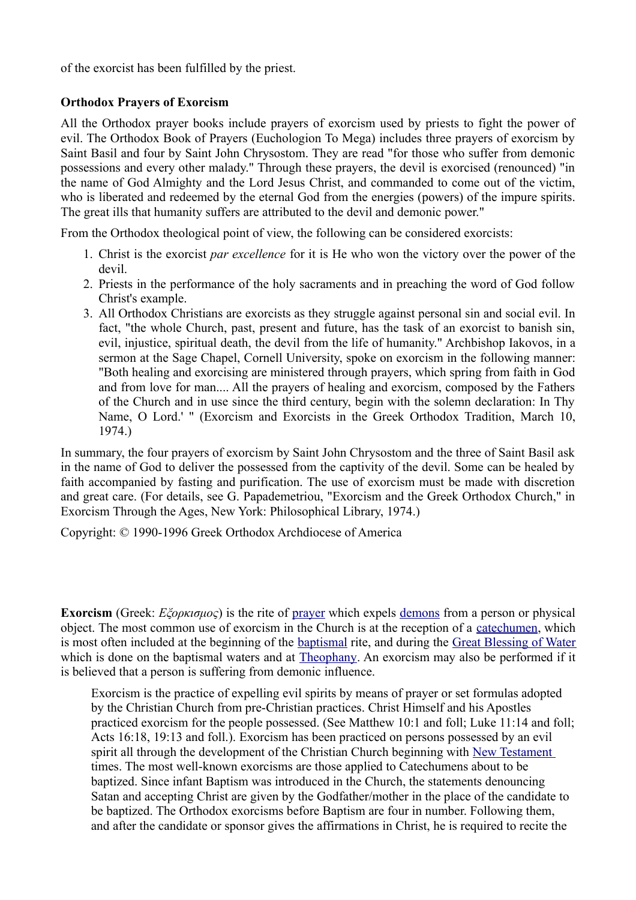of the exorcist has been fulfilled by the priest.

**Orthodox Prayers of Exorcism**

All the Orthodox prayer books include prayers of exorcism used by priests to fight the power of evil. The Orthodox Book of Prayers (Euchologion To Mega) includes three prayers of exorcism by Saint Basil and four by Saint John Chrysostom. They are read "for those who suffer from demonic possessions and every other malady." Through these prayers, the devil is exorcised (renounced) "in the name of God Almighty and the Lord Jesus Christ, and commanded to come out of the victim, who is liberated and redeemed by the eternal God from the energies (powers) of the impure spirits. The great ills that humanity suffers are attributed to the devil and demonic power."

From the Orthodox theological point of view, the following can be considered exorcists:

1. Christ is the exorcist *par excellence* for it is He who won the victory over the power of the devil.
2. Priests in the performance of the holy sacraments and in preaching the word of God follow Christ's example.
3. All Orthodox Christians are exorcists as they struggle against personal sin and social evil. In fact, "the whole Church, past, present and future, has the task of an exorcist to banish sin, evil, injustice, spiritual death, the devil from the life of humanity." Archbishop Iakovos, in a sermon at the Sage Chapel, Cornell University, spoke on exorcism in the following manner: "Both healing and exorcising are ministered through prayers, which spring from faith in God and from love for man.... All the prayers of healing and exorcism, composed by the Fathers of the Church and in use since the third century, begin with the solemn declaration: In Thy Name, O Lord.' " (Exorcism and Exorcists in the Greek Orthodox Tradition, March 10, 1974.)

In summary, the four prayers of exorcism by Saint John Chrysostom and the three of Saint Basil ask in the name of God to deliver the possessed from the captivity of the devil. Some can be healed by faith accompanied by fasting and purification. The use of exorcism must be made with discretion and great care. (For details, see G. Papademetriou, "Exorcism and the Greek Orthodox Church," in Exorcism Through the Ages, New York: Philosophical Library, 1974.)

Copyright: © 1990-1996 Greek Orthodox Archdiocese of America

**Exorcism** (Greek: *Εξορκισμος*) is the rite of prayer which expels demons from a person or physical object. The most common use of exorcism in the Church is at the reception of a catechumen, which is most often included at the beginning of the baptismal rite, and during the Great Blessing of Water which is done on the baptismal waters and at Theophany. An exorcism may also be performed if it is believed that a person is suffering from demonic influence.

> Exorcism is the practice of expelling evil spirits by means of prayer or set formulas adopted by the Christian Church from pre-Christian practices. Christ Himself and his Apostles practiced exorcism for the people possessed. (See Matthew 10:1 and foll; Luke 11:14 and foll; Acts 16:18, 19:13 and foll.). Exorcism has been practiced on persons possessed by an evil spirit all through the development of the Christian Church beginning with New Testament times. The most well-known exorcisms are those applied to Catechumens about to be baptized. Since infant Baptism was introduced in the Church, the statements denouncing Satan and accepting Christ are given by the Godfather/mother in the place of the candidate to be baptized. The Orthodox exorcisms before Baptism are four in number. Following them, and after the candidate or sponsor gives the affirmations in Christ, he is required to recite the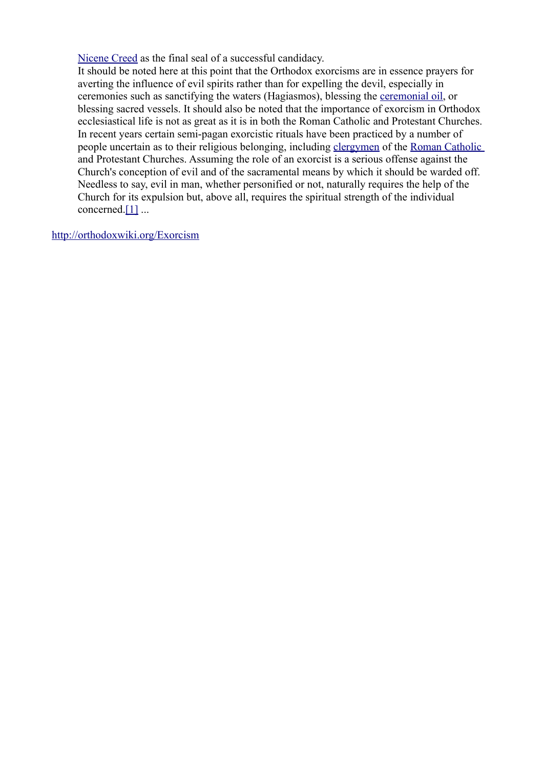Nicene Creed as the final seal of a successful candidacy.

It should be noted here at this point that the Orthodox exorcisms are in essence prayers for averting the influence of evil spirits rather than for expelling the devil, especially in ceremonies such as sanctifying the waters (Hagiasmos), blessing the ceremonial oil, or blessing sacred vessels. It should also be noted that the importance of exorcism in Orthodox ecclesiastical life is not as great as it is in both the Roman Catholic and Protestant Churches. In recent years certain semi-pagan exorcistic rituals have been practiced by a number of people uncertain as to their religious belonging, including clergymen of the Roman Catholic and Protestant Churches. Assuming the role of an exorcist is a serious offense against the Church's conception of evil and of the sacramental means by which it should be warded off. Needless to say, evil in man, whether personified or not, naturally requires the help of the Church for its expulsion but, above all, requires the spiritual strength of the individual concerned.[1] ...

http://orthodoxwiki.org/Exorcism